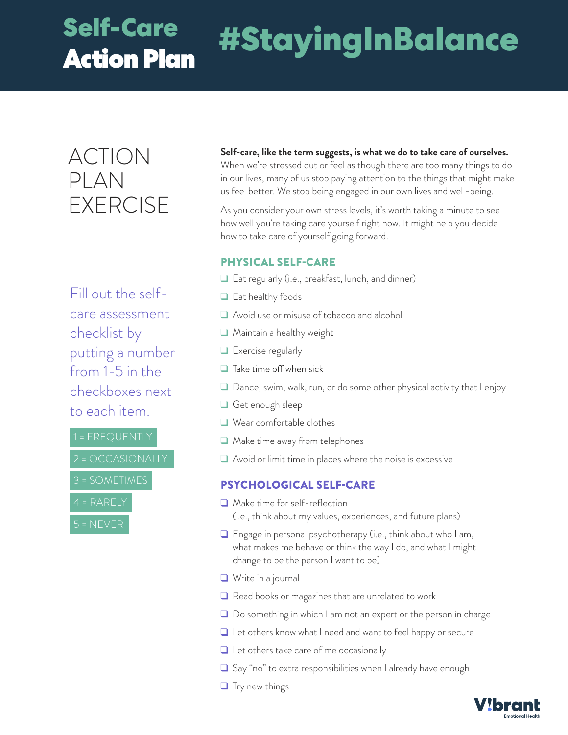# Self-Care Action Plan #StayingInBalance

## ACTION PLAN EXERCISE

Fill out the self-care assessment checklist by putting a number from 1-5 in the checkboxes next to each item.

1 = FREQUENTLY

2 = OCCASIONALLY

3 = SOMETIMES

4 = RARELY

5 = NEVER

**Self-care, like the term suggests, is what we do to take care of ourselves.** When we're stressed out or feel as though there are too many things to do in our lives, many of us stop paying attention to the things that might make us feel better. We stop being engaged in our own lives and well-being.

As you consider your own stress levels, it's worth taking a minute to see how well you're taking care yourself right now. It might help you decide how to take care of yourself going forward.

### PHYSICAL SELF-CARE

- ❑ Eat regularly (i.e., breakfast, lunch, and dinner)
- ❑ Eat healthy foods
- ❑ Avoid use or misuse of tobacco and alcohol
- ❑ Maintain a healthy weight
- ❑ Exercise regularly
- ❑ Take time off when sick
- ❑ Dance, swim, walk, run, or do some other physical activity that I enjoy
- ❑ Get enough sleep
- ❑ Wear comfortable clothes
- ❑ Make time away from telephones
- ❑ Avoid or limit time in places where the noise is excessive

### PSYCHOLOGICAL SELF-CARE

- ❑ Make time for self-reflection (i.e., think about my values, experiences, and future plans)
- ❑ Engage in personal psychotherapy (i.e., think about who I am, what makes me behave or think the way I do, and what I might change to be the person I want to be)
- ❑ Write in a journal
- ❑ Read books or magazines that are unrelated to work
- ❑ Do something in which I am not an expert or the person in charge
- ❑ Let others know what I need and want to feel happy or secure
- ❑ Let others take care of me occasionally
- ❑ Say "no" to extra responsibilities when I already have enough
- ❑ Try new things

Vibrant Emotional Health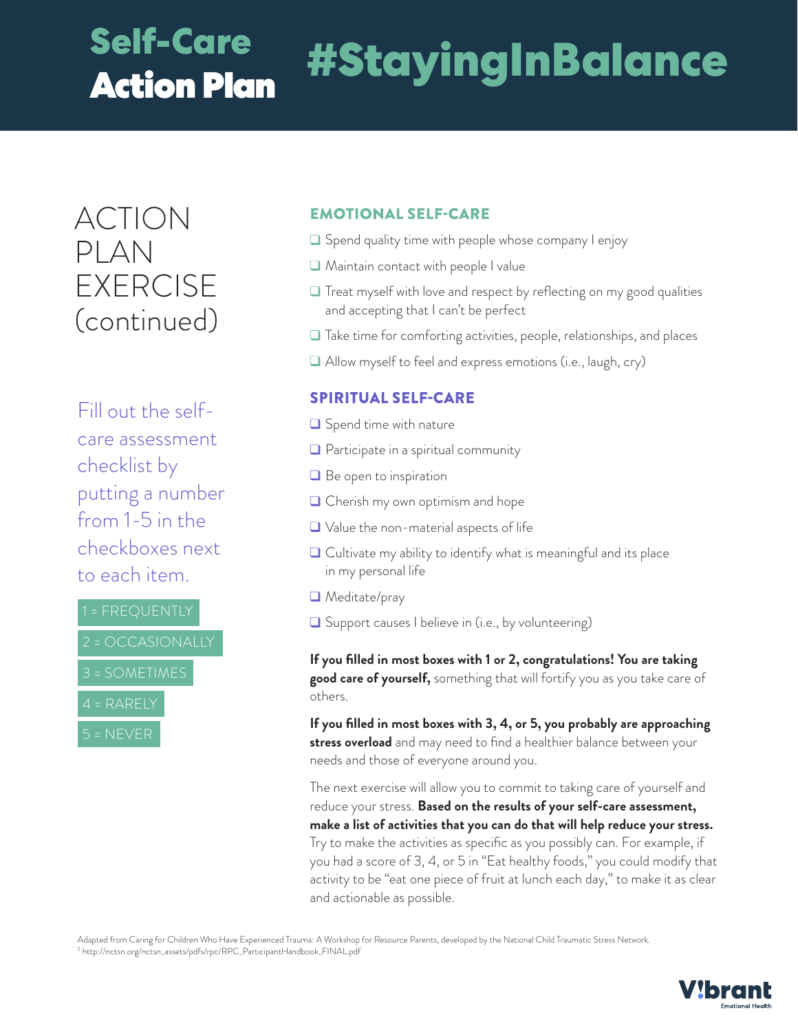# Self-Care Action Plan #StayingInBalance

## ACTION PLAN EXERCISE (continued)

Fill out the self-care assessment checklist by putting a number from 1-5 in the checkboxes next to each item.

1 = FREQUENTLY

2 = OCCASIONALLY

3 = SOMETIMES

4 = RARELY

5 = NEVER

### EMOTIONAL SELF-CARE

- ❑ Spend quality time with people whose company I enjoy
- ❑ Maintain contact with people I value
- ❑ Treat myself with love and respect by reflecting on my good qualities and accepting that I can't be perfect
- ❑ Take time for comforting activities, people, relationships, and places
- ❑ Allow myself to feel and express emotions (i.e., laugh, cry)

### SPIRITUAL SELF-CARE

- ❑ Spend time with nature
- ❑ Participate in a spiritual community
- ❑ Be open to inspiration
- ❑ Cherish my own optimism and hope
- ❑ Value the non-material aspects of life
- ❑ Cultivate my ability to identify what is meaningful and its place in my personal life
- ❑ Meditate/pray
- ❑ Support causes I believe in (i.e., by volunteering)

**If you filled in most boxes with 1 or 2, congratulations! You are taking good care of yourself,** something that will fortify you as you take care of others.

**If you filled in most boxes with 3, 4, or 5, you probably are approaching stress overload** and may need to find a healthier balance between your needs and those of everyone around you.

The next exercise will allow you to commit to taking care of yourself and reduce your stress. **Based on the results of your self-care assessment, make a list of activities that you can do that will help reduce your stress.** Try to make the activities as specific as you possibly can. For example, if you had a score of 3, 4, or 5 in "Eat healthy foods," you could modify that activity to be "eat one piece of fruit at lunch each day," to make it as clear and actionable as possible.

Adapted from Caring for Children Who Have Experienced Trauma: A Workshop for Resource Parents, developed by the National Child Traumatic Stress Network.
[5] http://nctsn.org/nctsn_assets/pdfs/rpc/RPC_ParticipantHandbook_FINAL.pdf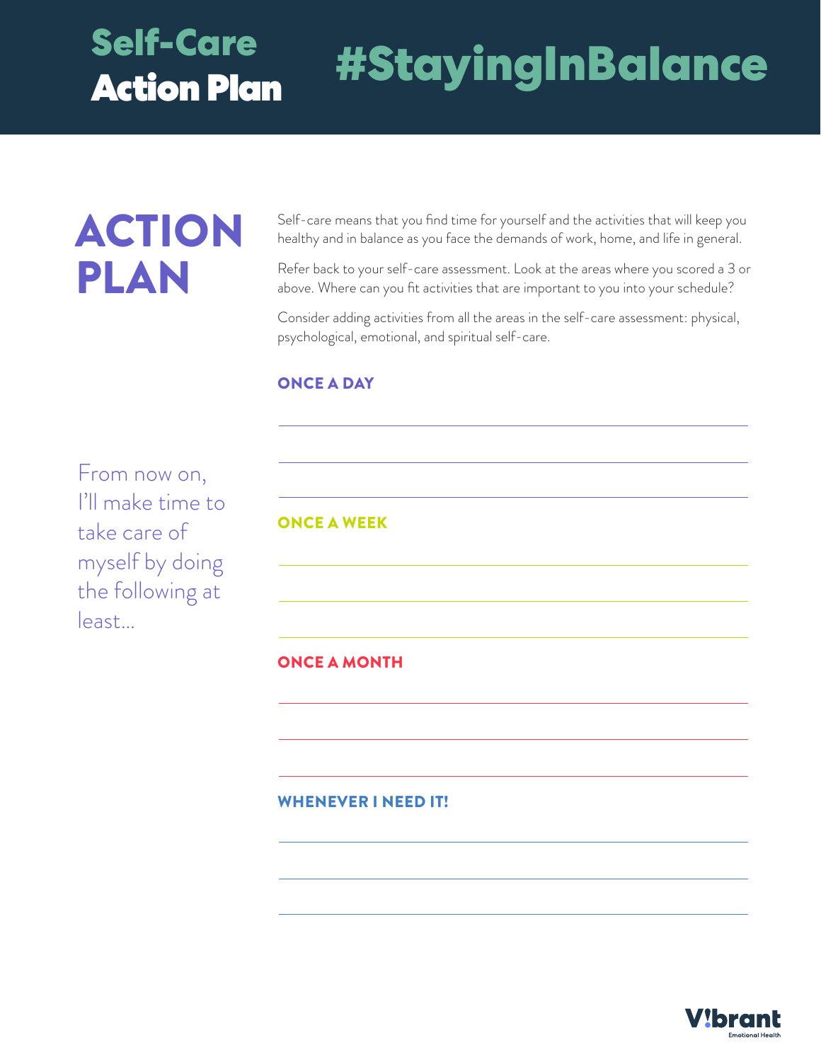# Self-Care Action Plan

# #StayingInBalance

## ACTION PLAN

Self-care means that you find time for yourself and the activities that will keep you healthy and in balance as you face the demands of work, home, and life in general.

Refer back to your self-care assessment. Look at the areas where you scored a 3 or above. Where can you fit activities that are important to you into your schedule?

Consider adding activities from all the areas in the self-care assessment: physical, psychological, emotional, and spiritual self-care.

From now on, I'll make time to take care of myself by doing the following at least...

### ONCE A DAY

___

___

___

### ONCE A WEEK

___

___

___

### ONCE A MONTH

___

___

___

### WHENEVER I NEED IT!

___

___

___

Vibrant Emotional Health